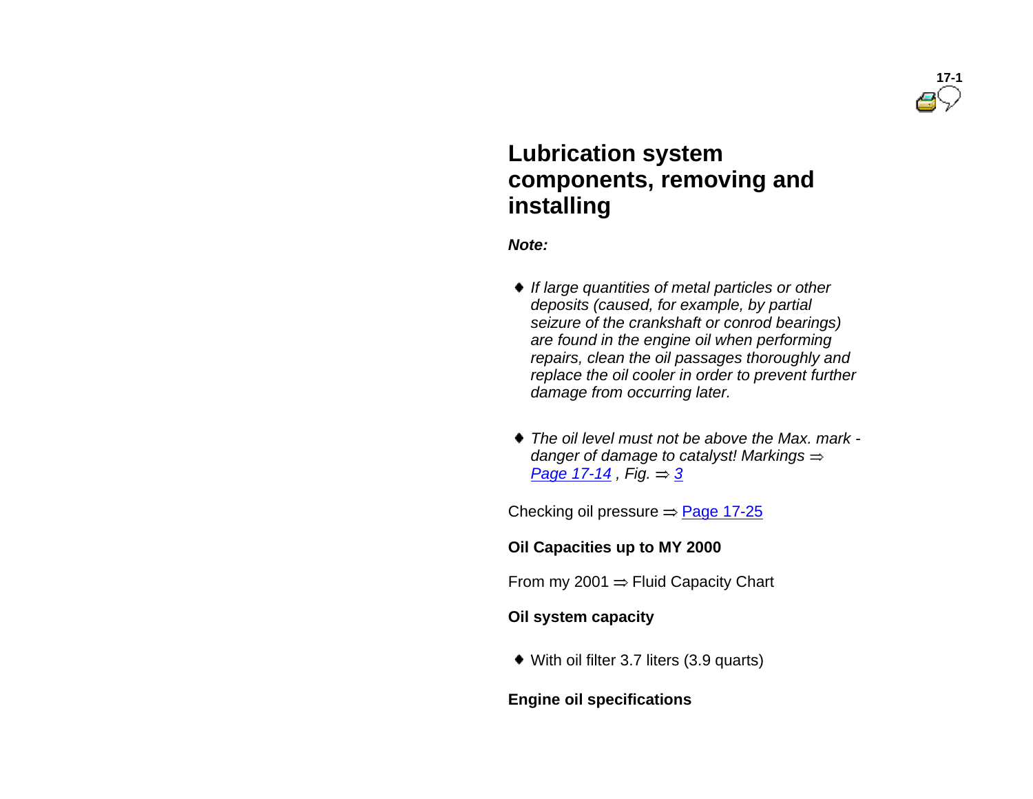# Lubrication system components, removing and installing

***Note:***

- *If large quantities of metal particles or other deposits (caused, for example, by partial seizure of the crankshaft or conrod bearings) are found in the engine oil when performing repairs, clean the oil passages thoroughly and replace the oil cooler in order to prevent further damage from occurring later.*
- *The oil level must not be above the Max. mark - danger of damage to catalyst! Markings ⇒ Page 17-14 , Fig. ⇒ 3*

Checking oil pressure ⇒ Page 17-25

**Oil Capacities up to MY 2000**

From my 2001 ⇒ Fluid Capacity Chart

**Oil system capacity**

- With oil filter 3.7 liters (3.9 quarts)

**Engine oil specifications**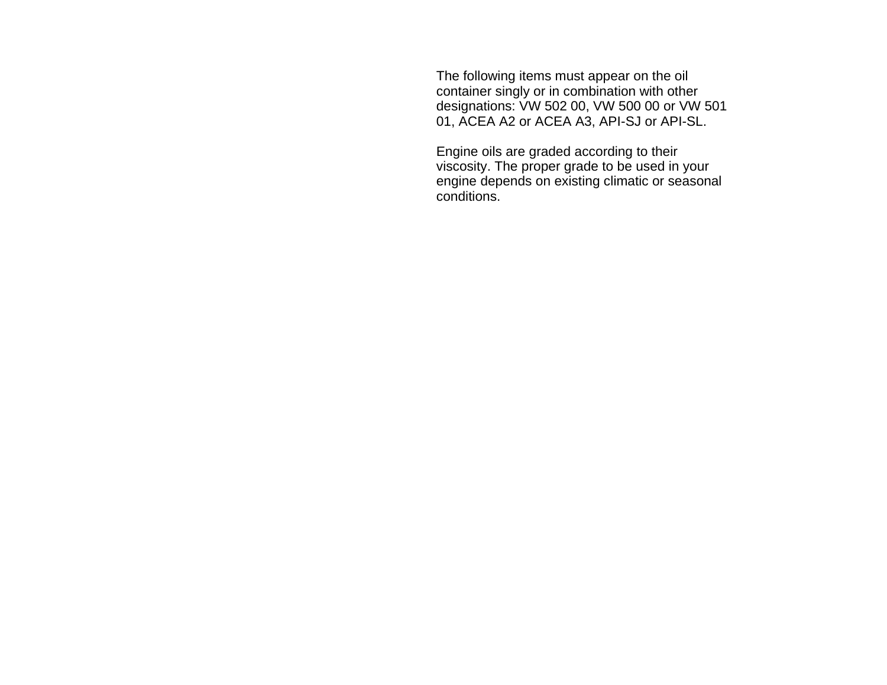The following items must appear on the oil container singly or in combination with other designations: VW 502 00, VW 500 00 or VW 501 01, ACEA A2 or ACEA A3, API-SJ or API-SL.

Engine oils are graded according to their viscosity. The proper grade to be used in your engine depends on existing climatic or seasonal conditions.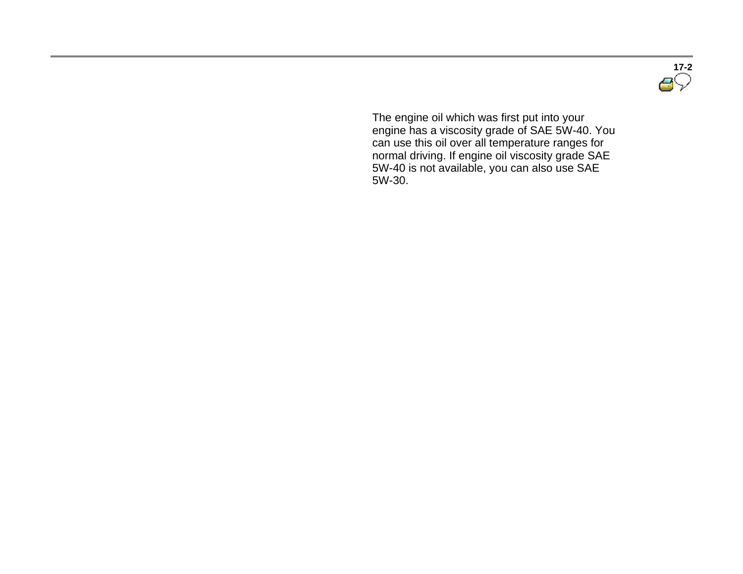The engine oil which was first put into your engine has a viscosity grade of SAE 5W-40. You can use this oil over all temperature ranges for normal driving. If engine oil viscosity grade SAE 5W-40 is not available, you can also use SAE 5W-30.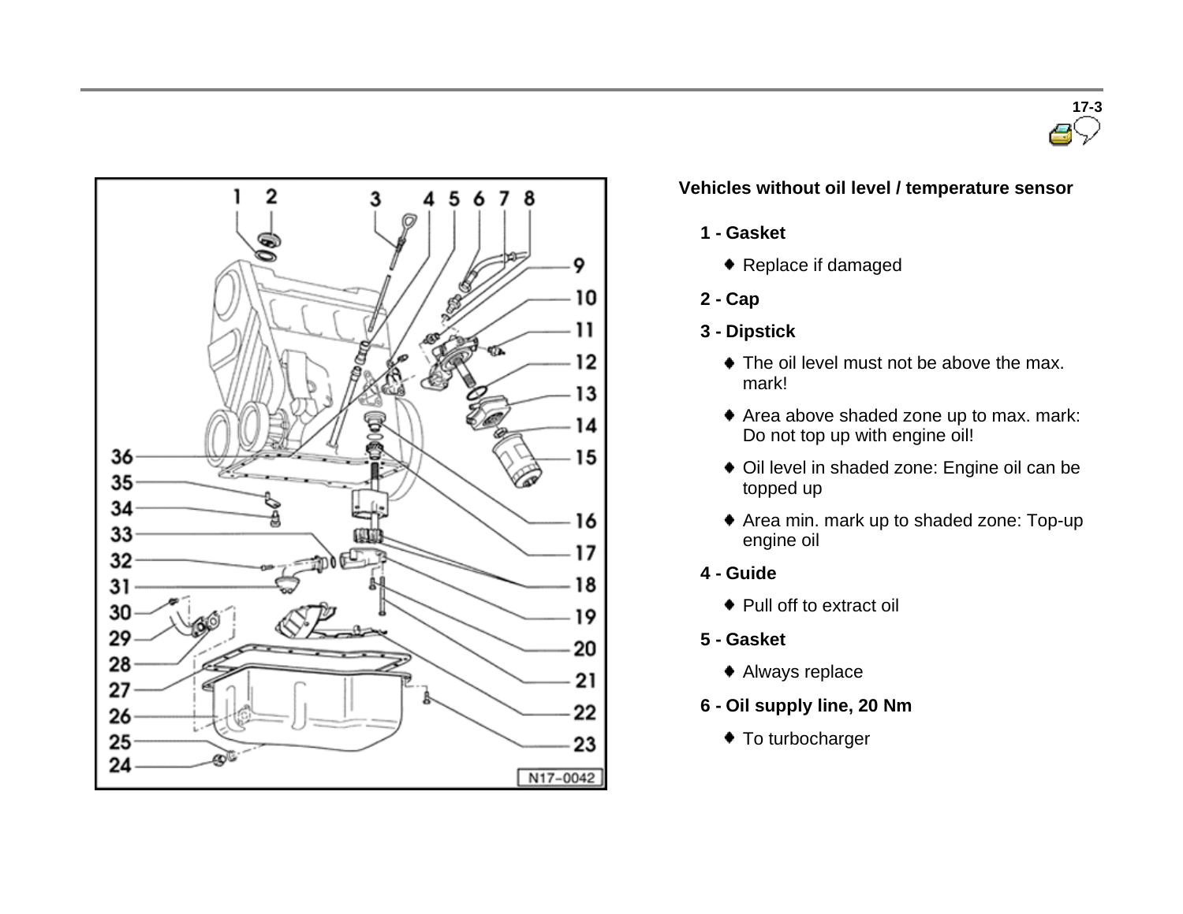### Vehicles without oil level / temperature sensor

**1 - Gasket**

- Replace if damaged

**2 - Cap**

**3 - Dipstick**

- The oil level must not be above the max. mark!
- Area above shaded zone up to max. mark: Do not top up with engine oil!
- Oil level in shaded zone: Engine oil can be topped up
- Area min. mark up to shaded zone: Top-up engine oil

**4 - Guide**

- Pull off to extract oil

**5 - Gasket**

- Always replace

**6 - Oil supply line, 20 Nm**

- To turbocharger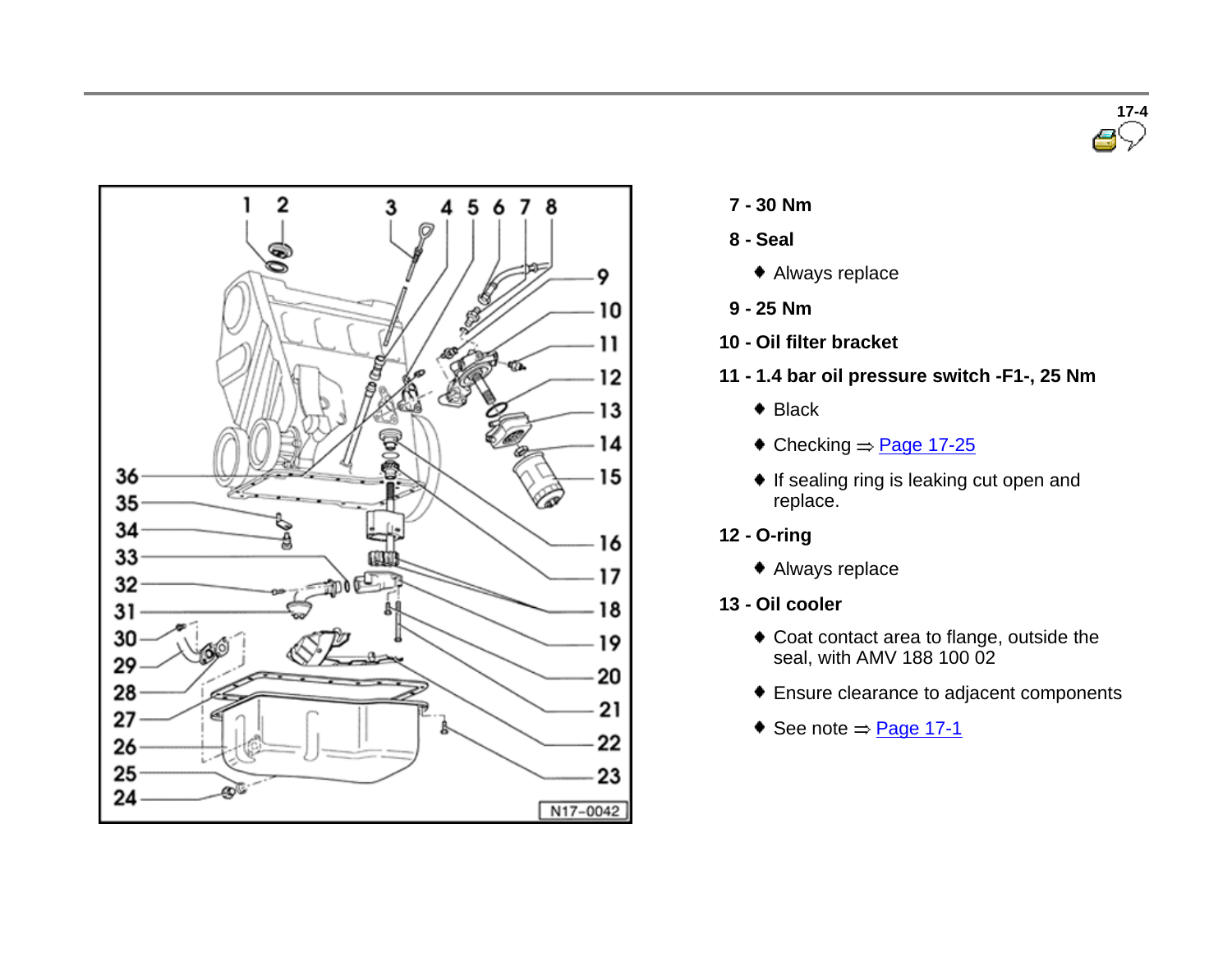**7 - 30 Nm**

**8 - Seal**

- Always replace

**9 - 25 Nm**

**10 - Oil filter bracket**

**11 - 1.4 bar oil pressure switch -F1-, 25 Nm**

- Black
- Checking ⇒ Page 17-25
- If sealing ring is leaking cut open and replace.

**12 - O-ring**

- Always replace

**13 - Oil cooler**

- Coat contact area to flange, outside the seal, with AMV 188 100 02
- Ensure clearance to adjacent components
- See note ⇒ Page 17-1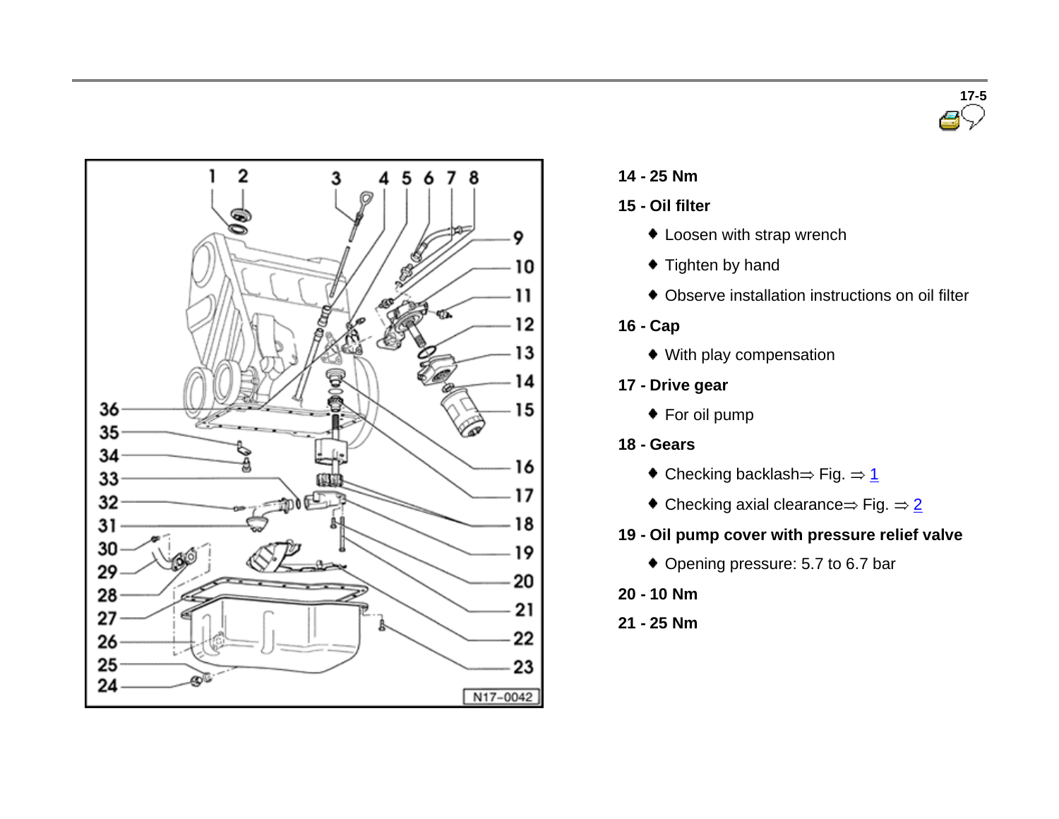**14 - 25 Nm**

**15 - Oil filter**

- Loosen with strap wrench
- Tighten by hand
- Observe installation instructions on oil filter

**16 - Cap**

- With play compensation

**17 - Drive gear**

- For oil pump

**18 - Gears**

- Checking backlash⇒ Fig. ⇒ 1
- Checking axial clearance⇒ Fig. ⇒ 2

**19 - Oil pump cover with pressure relief valve**

- Opening pressure: 5.7 to 6.7 bar

**20 - 10 Nm**

**21 - 25 Nm**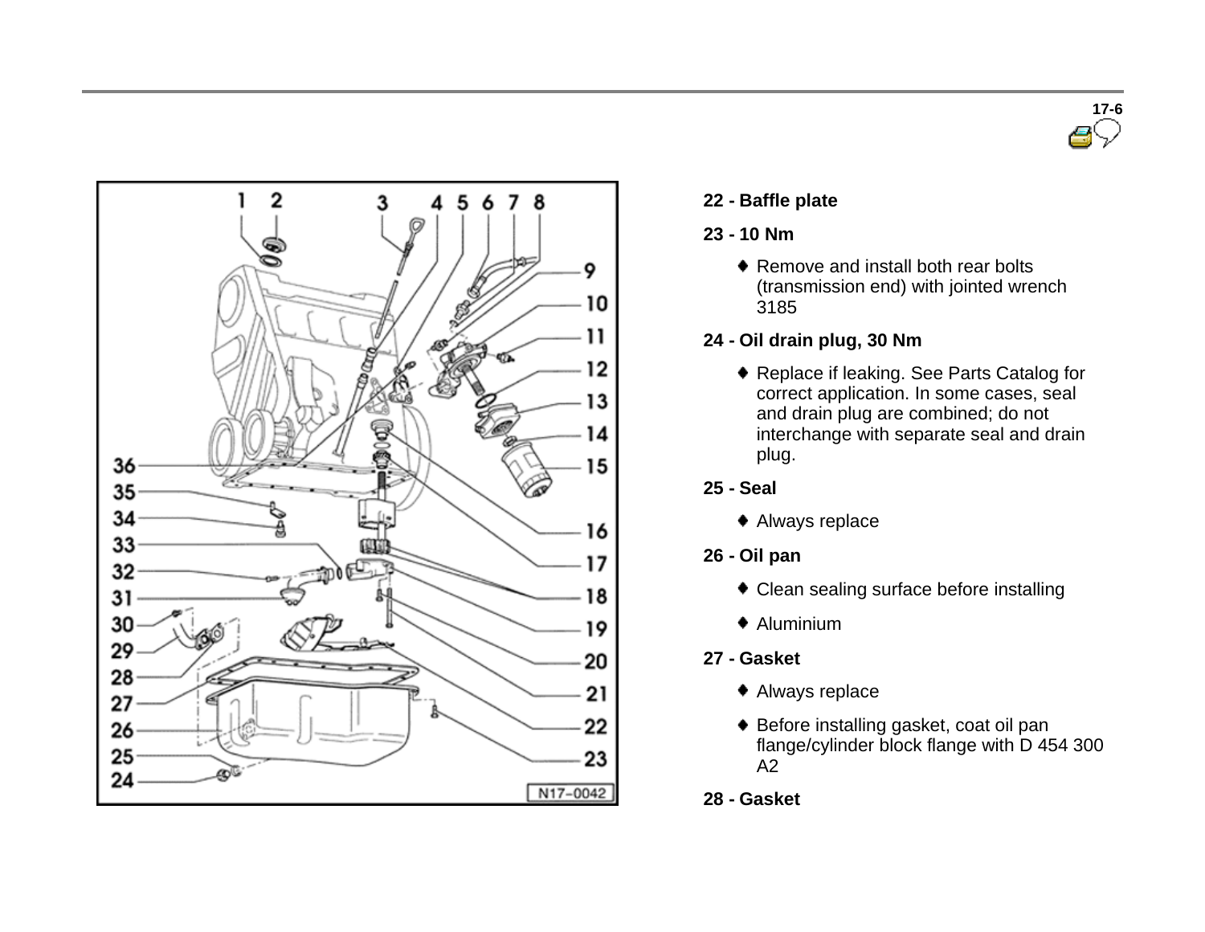**22 - Baffle plate**

**23 - 10 Nm**

- Remove and install both rear bolts (transmission end) with jointed wrench 3185

**24 - Oil drain plug, 30 Nm**

- Replace if leaking. See Parts Catalog for correct application. In some cases, seal and drain plug are combined; do not interchange with separate seal and drain plug.

**25 - Seal**

- Always replace

**26 - Oil pan**

- Clean sealing surface before installing
- Aluminium

**27 - Gasket**

- Always replace
- Before installing gasket, coat oil pan flange/cylinder block flange with D 454 300 A2

**28 - Gasket**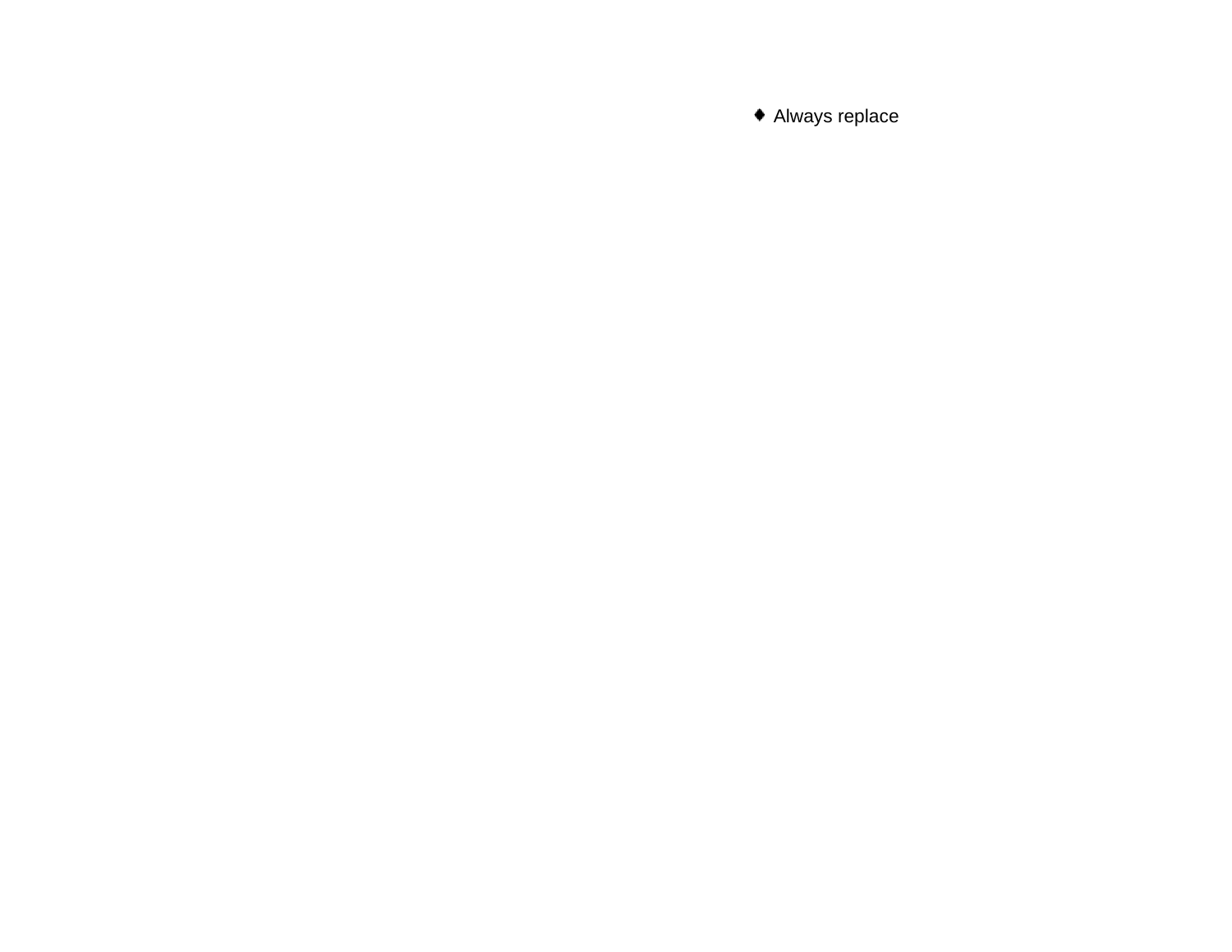- Always replace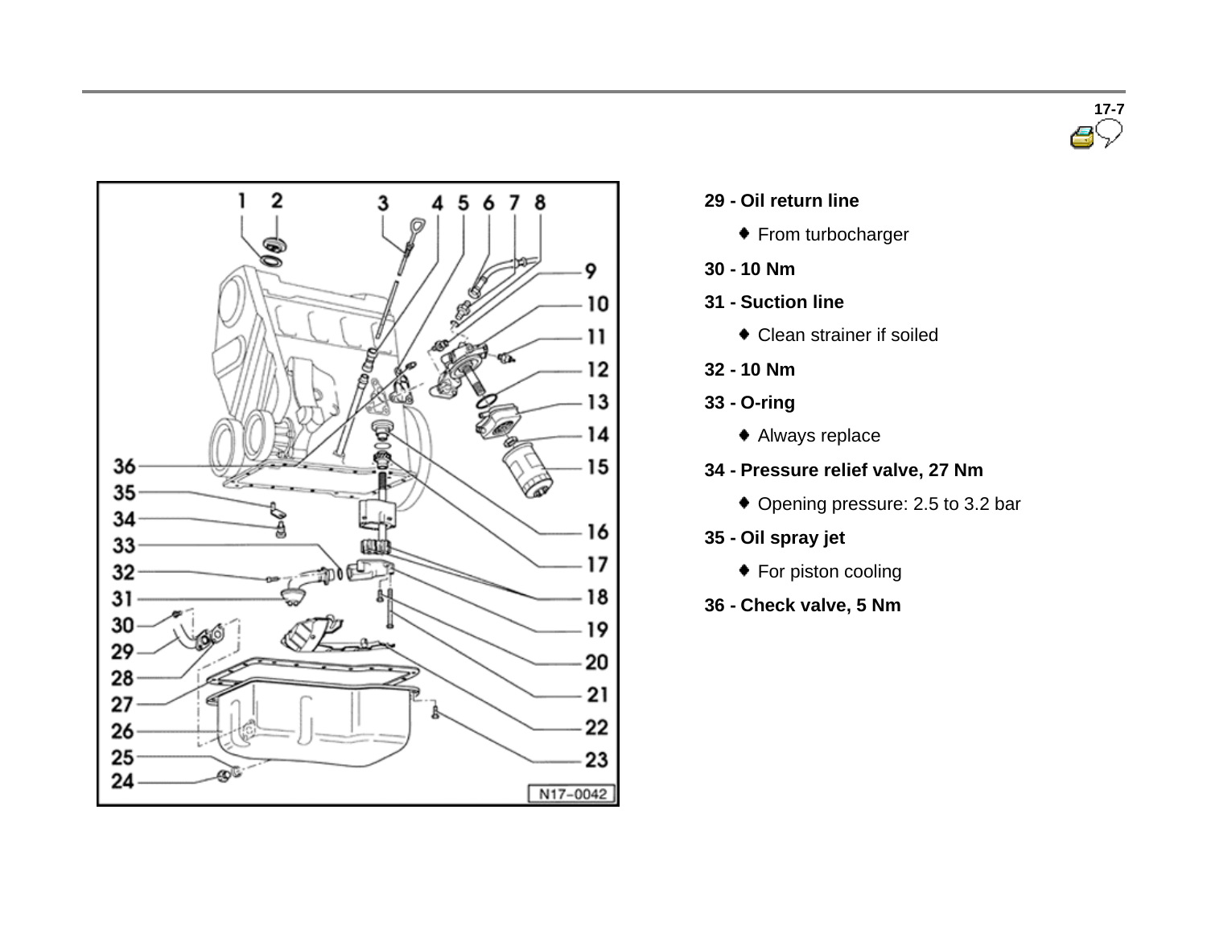**29 - Oil return line**

- From turbocharger

**30 - 10 Nm**

**31 - Suction line**

- Clean strainer if soiled

**32 - 10 Nm**

**33 - O-ring**

- Always replace

**34 - Pressure relief valve, 27 Nm**

- Opening pressure: 2.5 to 3.2 bar

**35 - Oil spray jet**

- For piston cooling

**36 - Check valve, 5 Nm**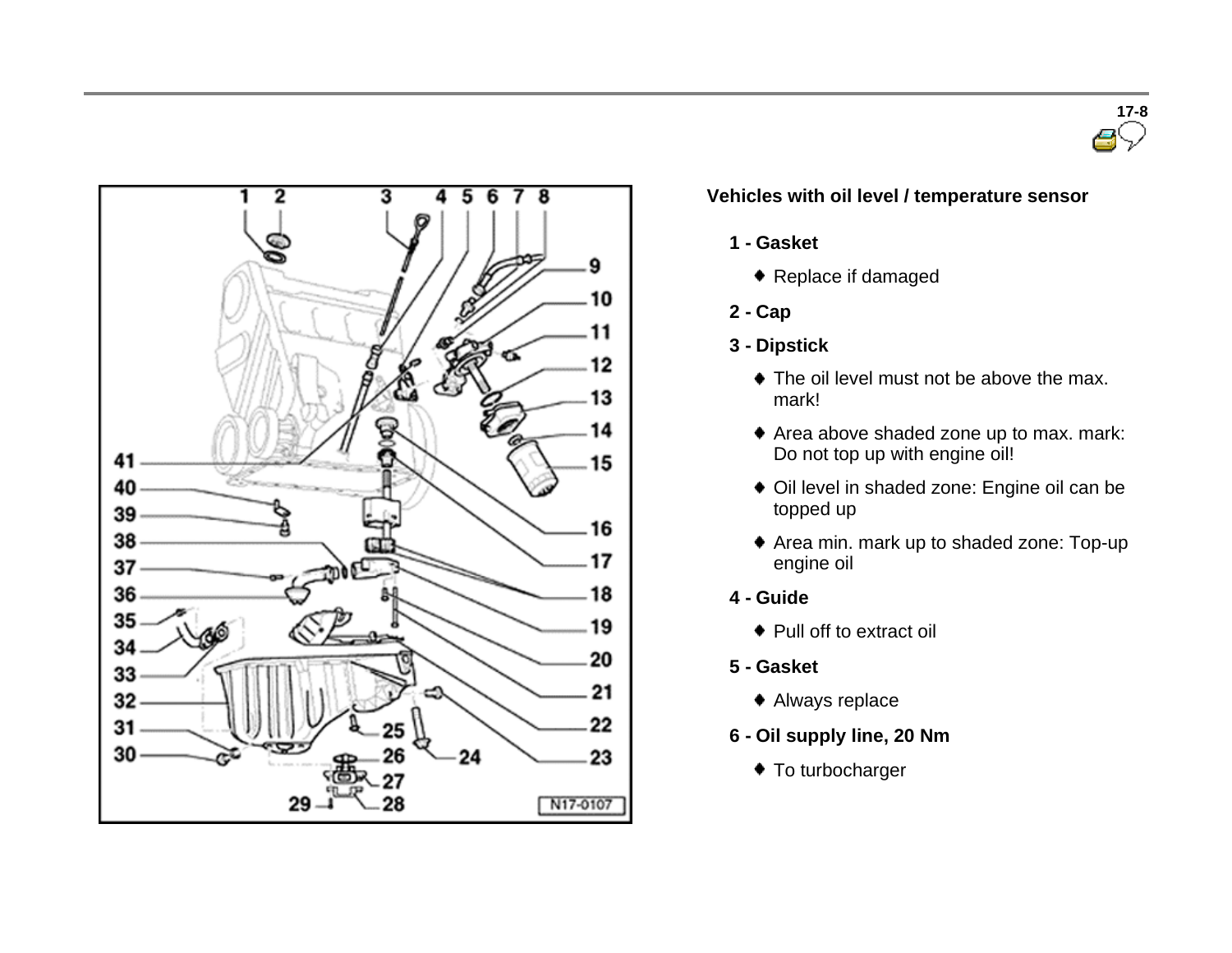### Vehicles with oil level / temperature sensor

**1 - Gasket**

- Replace if damaged

**2 - Cap**

**3 - Dipstick**

- The oil level must not be above the max. mark!
- Area above shaded zone up to max. mark: Do not top up with engine oil!
- Oil level in shaded zone: Engine oil can be topped up
- Area min. mark up to shaded zone: Top-up engine oil

**4 - Guide**

- Pull off to extract oil

**5 - Gasket**

- Always replace

**6 - Oil supply line, 20 Nm**

- To turbocharger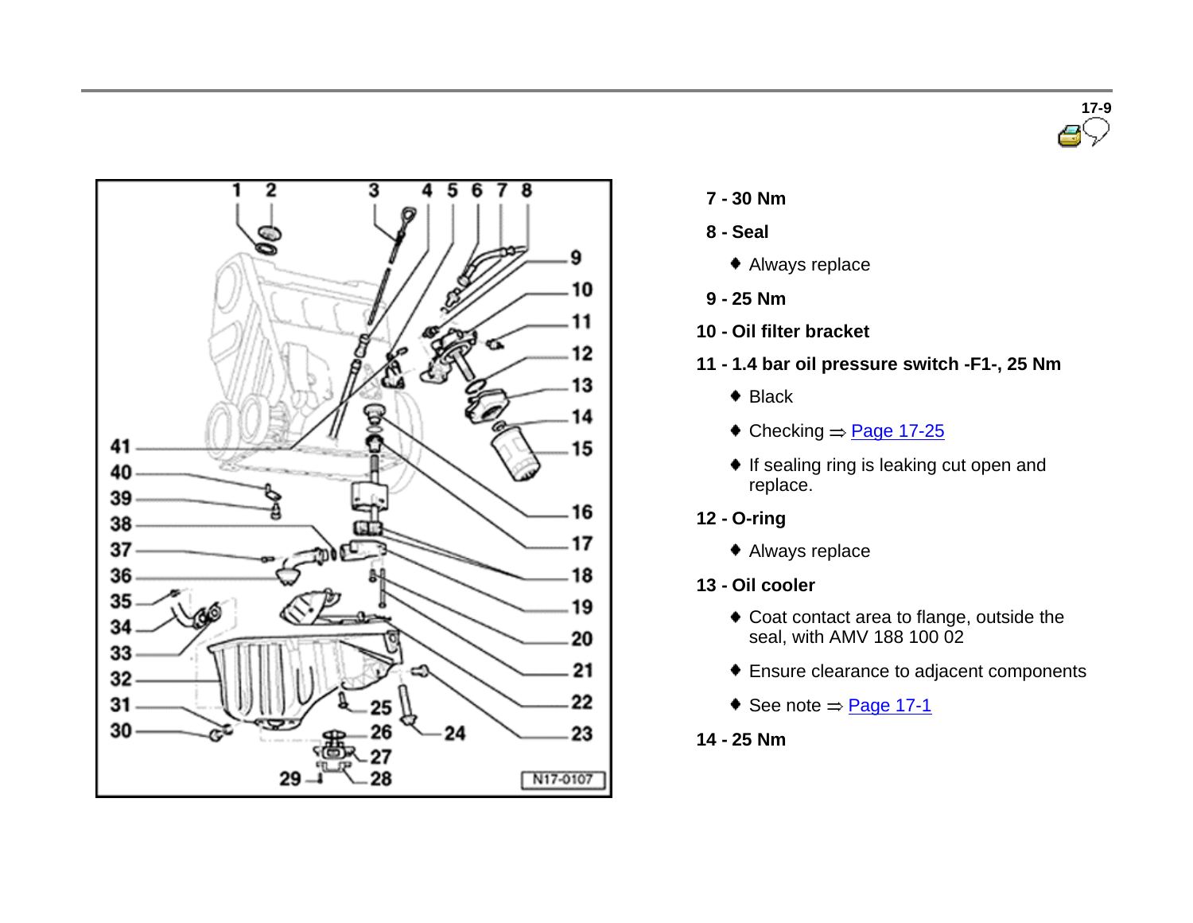**7 - 30 Nm**

**8 - Seal**

- Always replace

**9 - 25 Nm**

**10 - Oil filter bracket**

**11 - 1.4 bar oil pressure switch -F1-, 25 Nm**

- Black
- Checking ⇒ Page 17-25
- If sealing ring is leaking cut open and replace.

**12 - O-ring**

- Always replace

**13 - Oil cooler**

- Coat contact area to flange, outside the seal, with AMV 188 100 02
- Ensure clearance to adjacent components
- See note ⇒ Page 17-1

**14 - 25 Nm**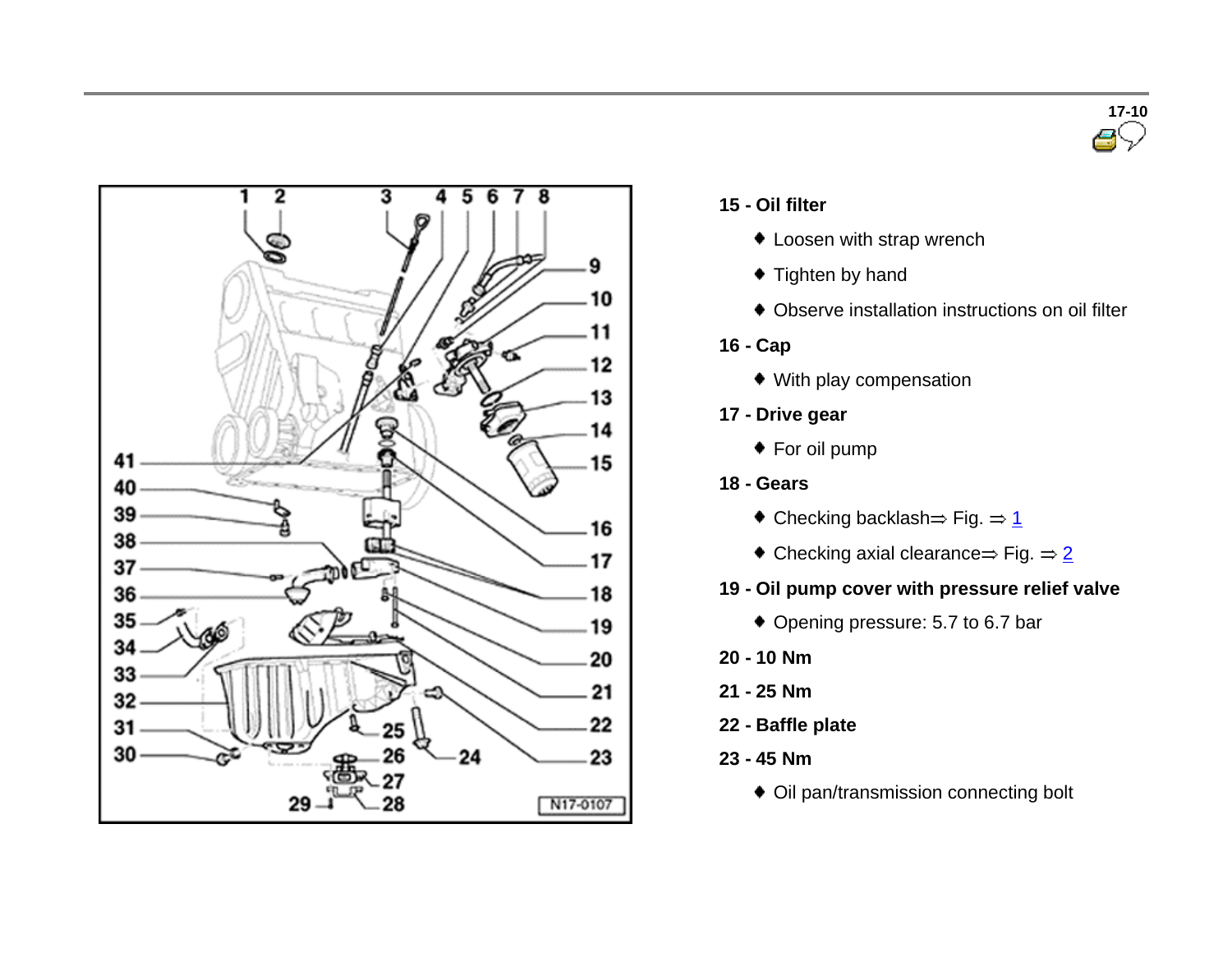**15 - Oil filter**

- Loosen with strap wrench
- Tighten by hand
- Observe installation instructions on oil filter

**16 - Cap**

- With play compensation

**17 - Drive gear**

- For oil pump

**18 - Gears**

- Checking backlash⇒ Fig. ⇒ 1
- Checking axial clearance⇒ Fig. ⇒ 2

**19 - Oil pump cover with pressure relief valve**

- Opening pressure: 5.7 to 6.7 bar

**20 - 10 Nm**

**21 - 25 Nm**

**22 - Baffle plate**

**23 - 45 Nm**

- Oil pan/transmission connecting bolt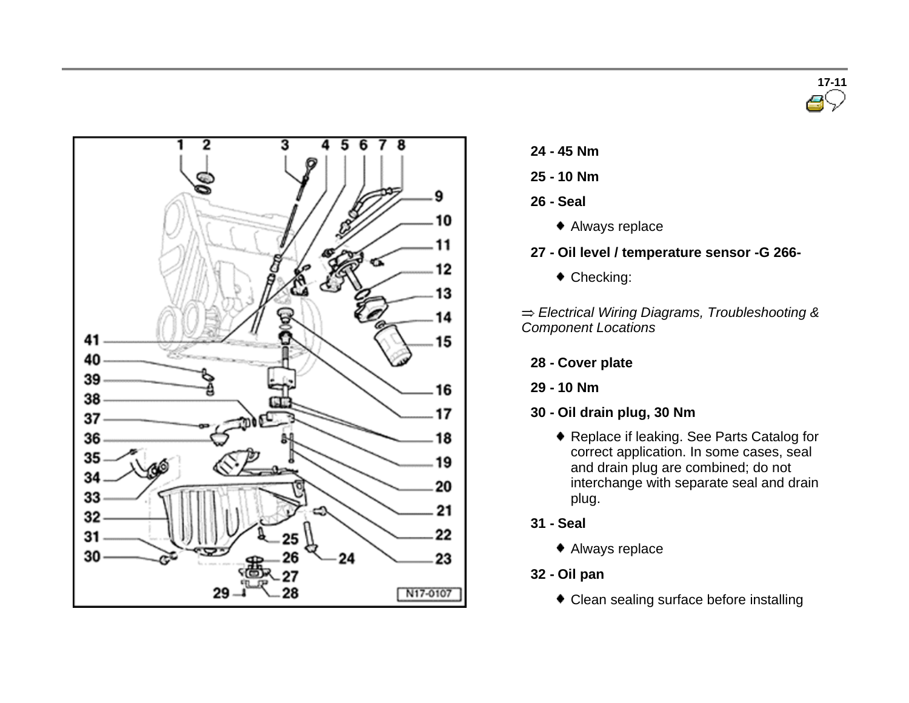**24 - 45 Nm**

**25 - 10 Nm**

**26 - Seal**

- Always replace

**27 - Oil level / temperature sensor -G 266-**

- Checking:

⇒ *Electrical Wiring Diagrams, Troubleshooting & Component Locations*

**28 - Cover plate**

**29 - 10 Nm**

**30 - Oil drain plug, 30 Nm**

- Replace if leaking. See Parts Catalog for correct application. In some cases, seal and drain plug are combined; do not interchange with separate seal and drain plug.

**31 - Seal**

- Always replace

**32 - Oil pan**

- Clean sealing surface before installing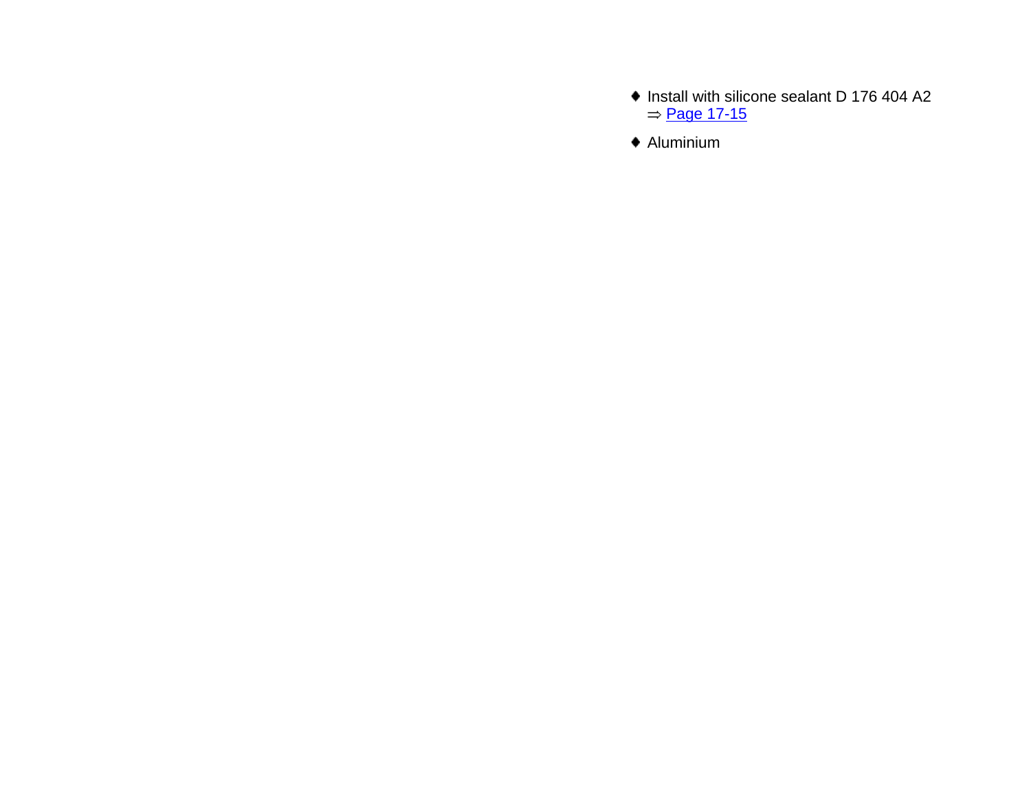- Install with silicone sealant D 176 404 A2 ⇒ Page 17-15
- Aluminium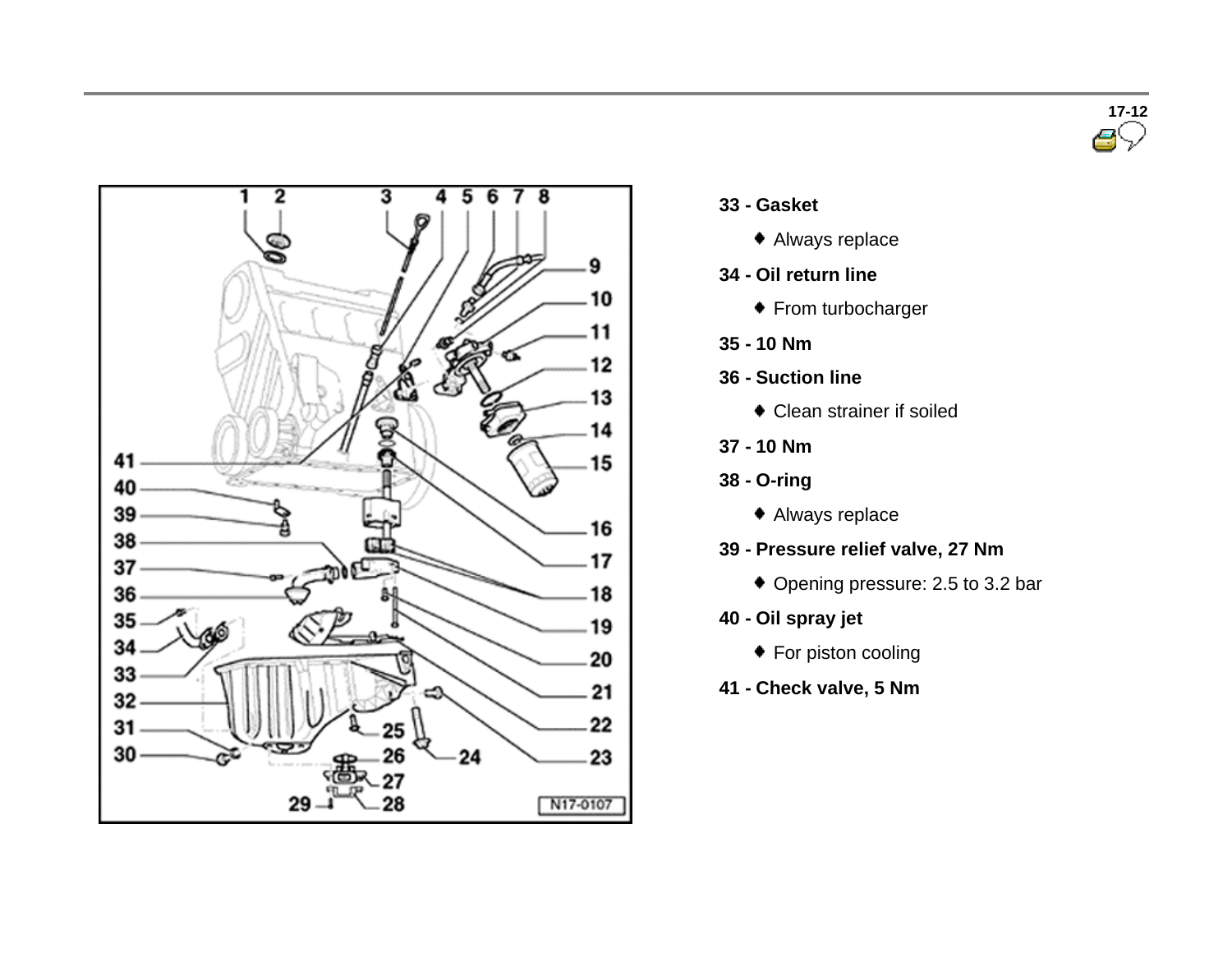**33 - Gasket**

- Always replace

**34 - Oil return line**

- From turbocharger

**35 - 10 Nm**

**36 - Suction line**

- Clean strainer if soiled

**37 - 10 Nm**

**38 - O-ring**

- Always replace

**39 - Pressure relief valve, 27 Nm**

- Opening pressure: 2.5 to 3.2 bar

**40 - Oil spray jet**

- For piston cooling

**41 - Check valve, 5 Nm**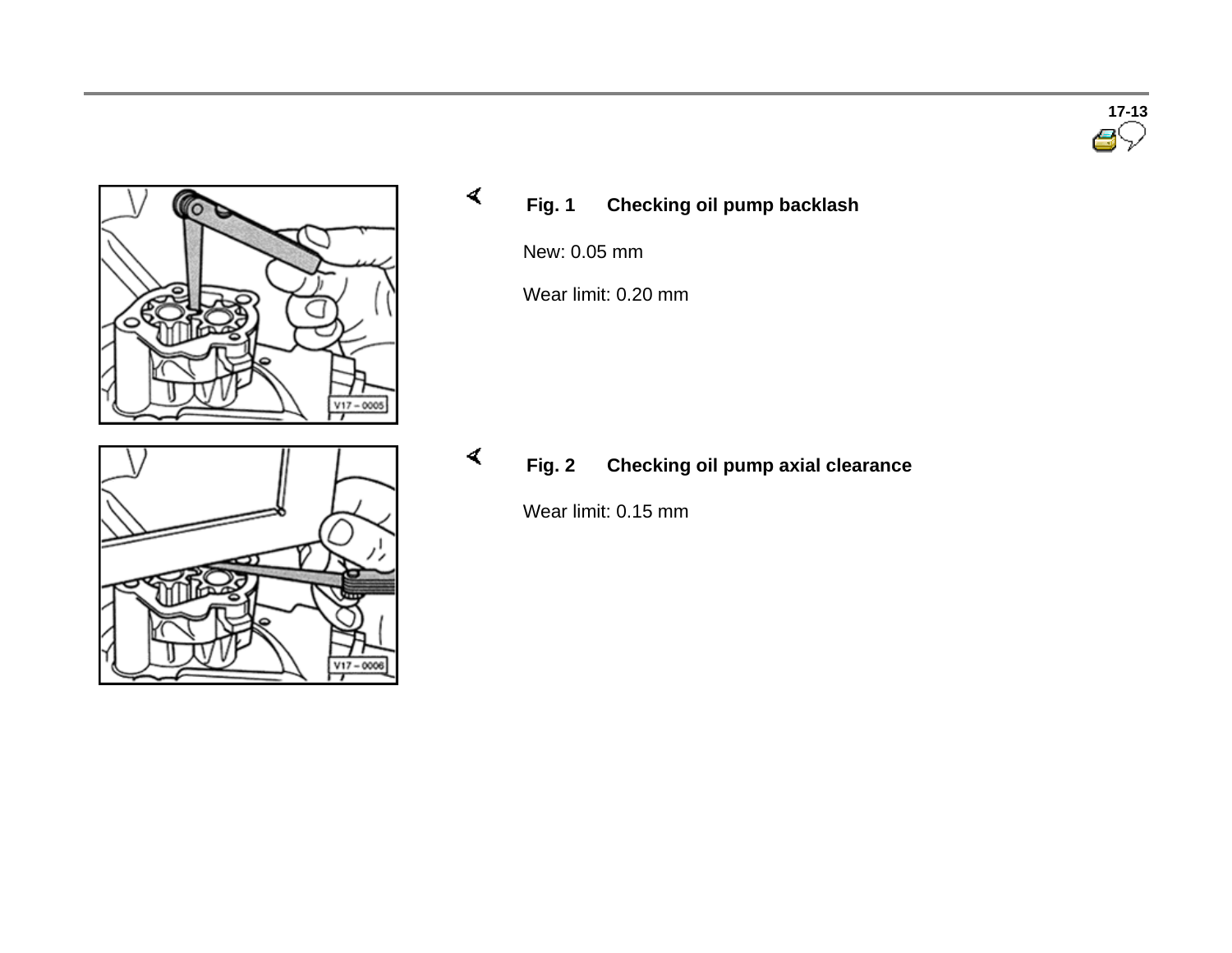**Fig. 1 Checking oil pump backlash**

New: 0.05 mm

Wear limit: 0.20 mm

**Fig. 2 Checking oil pump axial clearance**

Wear limit: 0.15 mm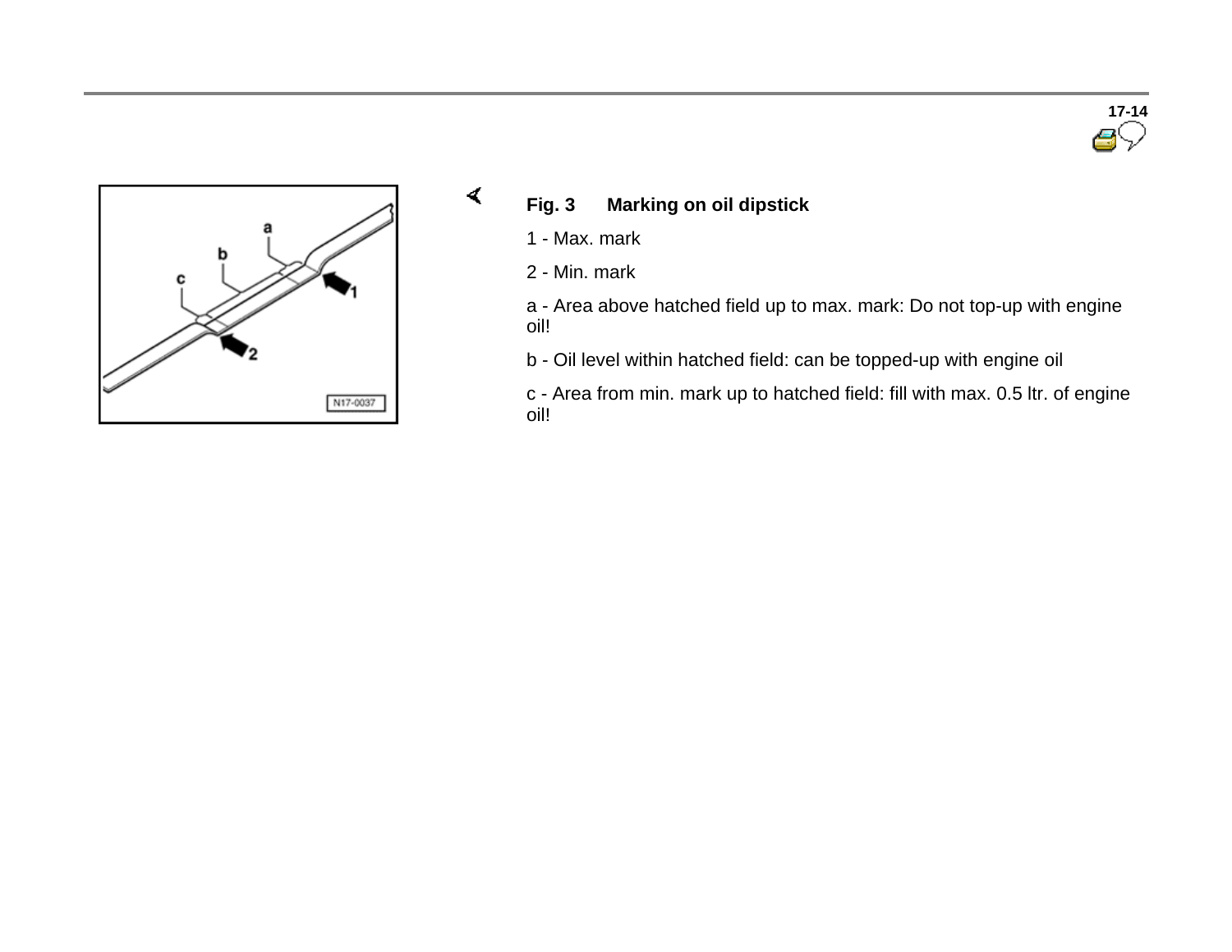**Fig. 3 Marking on oil dipstick**

1 - Max. mark

2 - Min. mark

a - Area above hatched field up to max. mark: Do not top-up with engine oil!

b - Oil level within hatched field: can be topped-up with engine oil

c - Area from min. mark up to hatched field: fill with max. 0.5 ltr. of engine oil!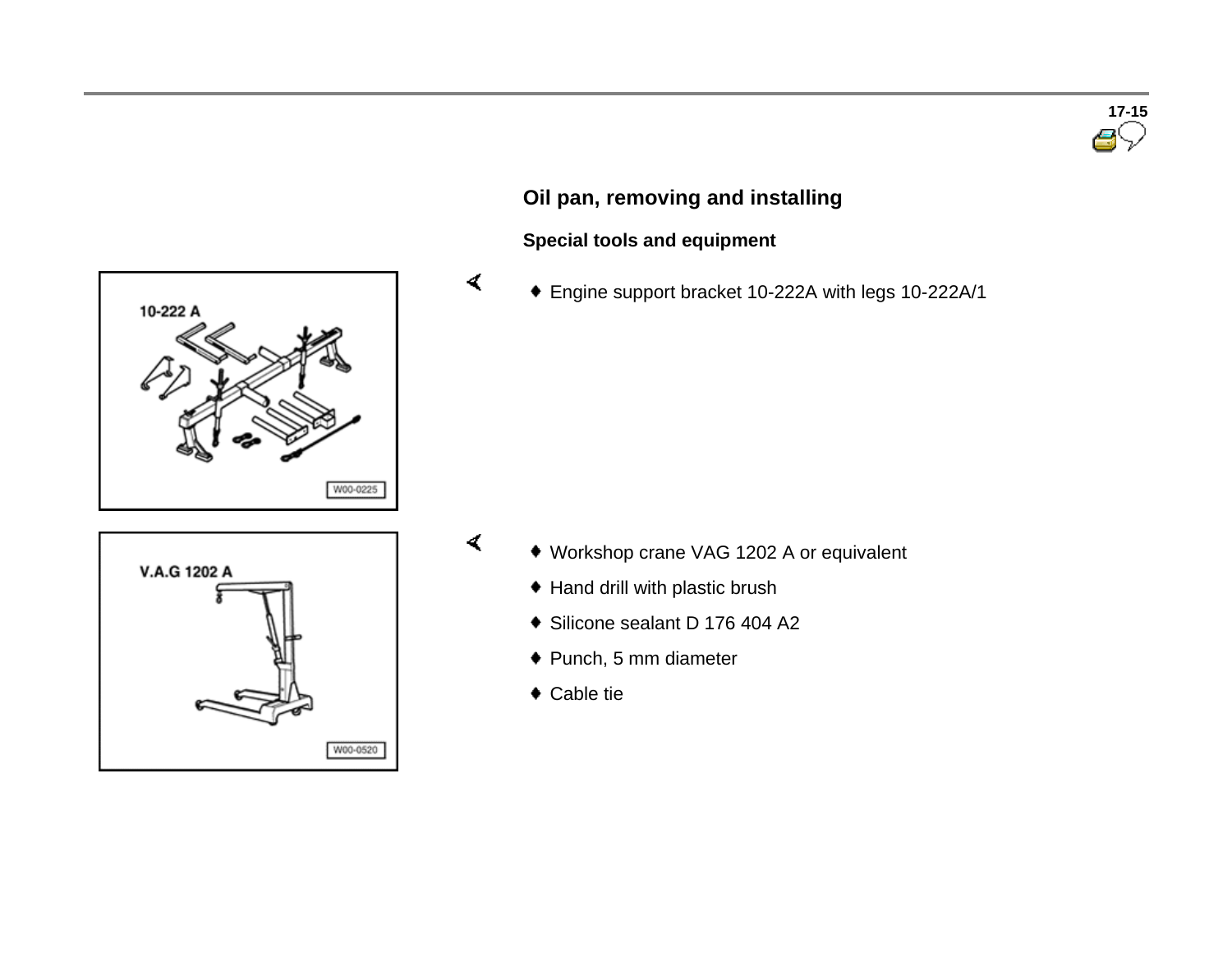## Oil pan, removing and installing

### Special tools and equipment

- Engine support bracket 10-222A with legs 10-222A/1

- Workshop crane VAG 1202 A or equivalent
- Hand drill with plastic brush
- Silicone sealant D 176 404 A2
- Punch, 5 mm diameter
- Cable tie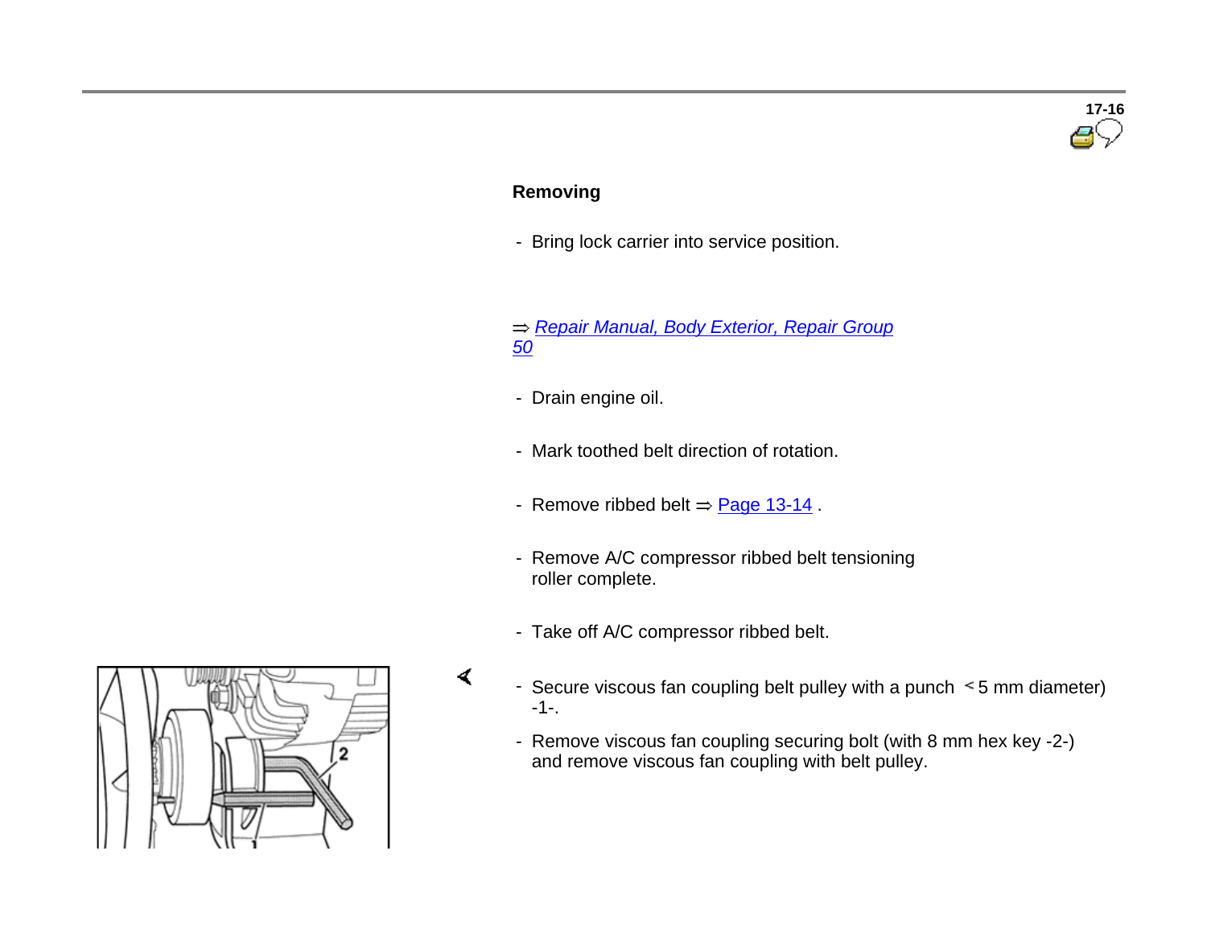## Removing

- Bring lock carrier into service position.

⇒ *Repair Manual, Body Exterior, Repair Group 50*

- Drain engine oil.
- Mark toothed belt direction of rotation.
- Remove ribbed belt ⇒ Page 13-14 .
- Remove A/C compressor ribbed belt tensioning roller complete.
- Take off A/C compressor ribbed belt.
- Secure viscous fan coupling belt pulley with a punch < 5 mm diameter) -1-.
- Remove viscous fan coupling securing bolt (with 8 mm hex key -2-) and remove viscous fan coupling with belt pulley.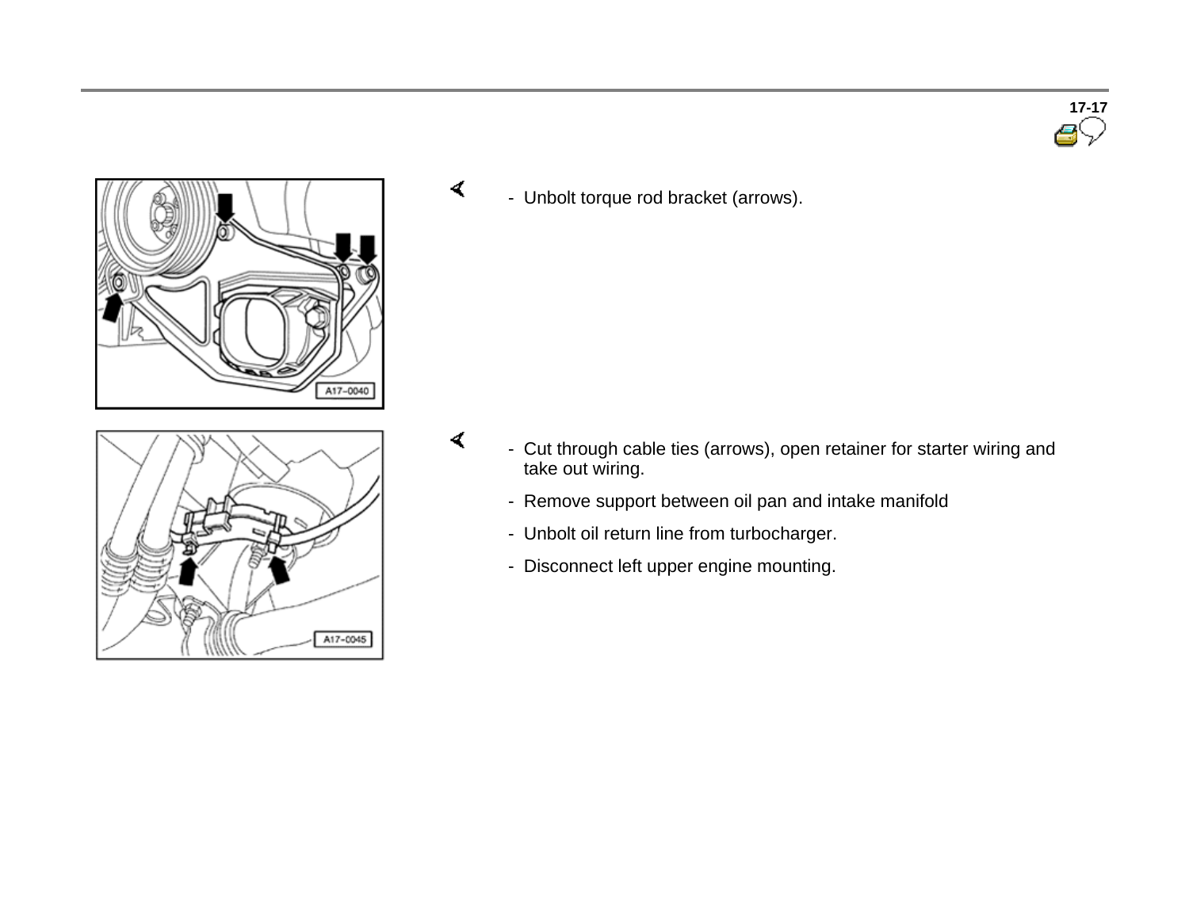- Unbolt torque rod bracket (arrows).

- Cut through cable ties (arrows), open retainer for starter wiring and take out wiring.
- Remove support between oil pan and intake manifold
- Unbolt oil return line from turbocharger.
- Disconnect left upper engine mounting.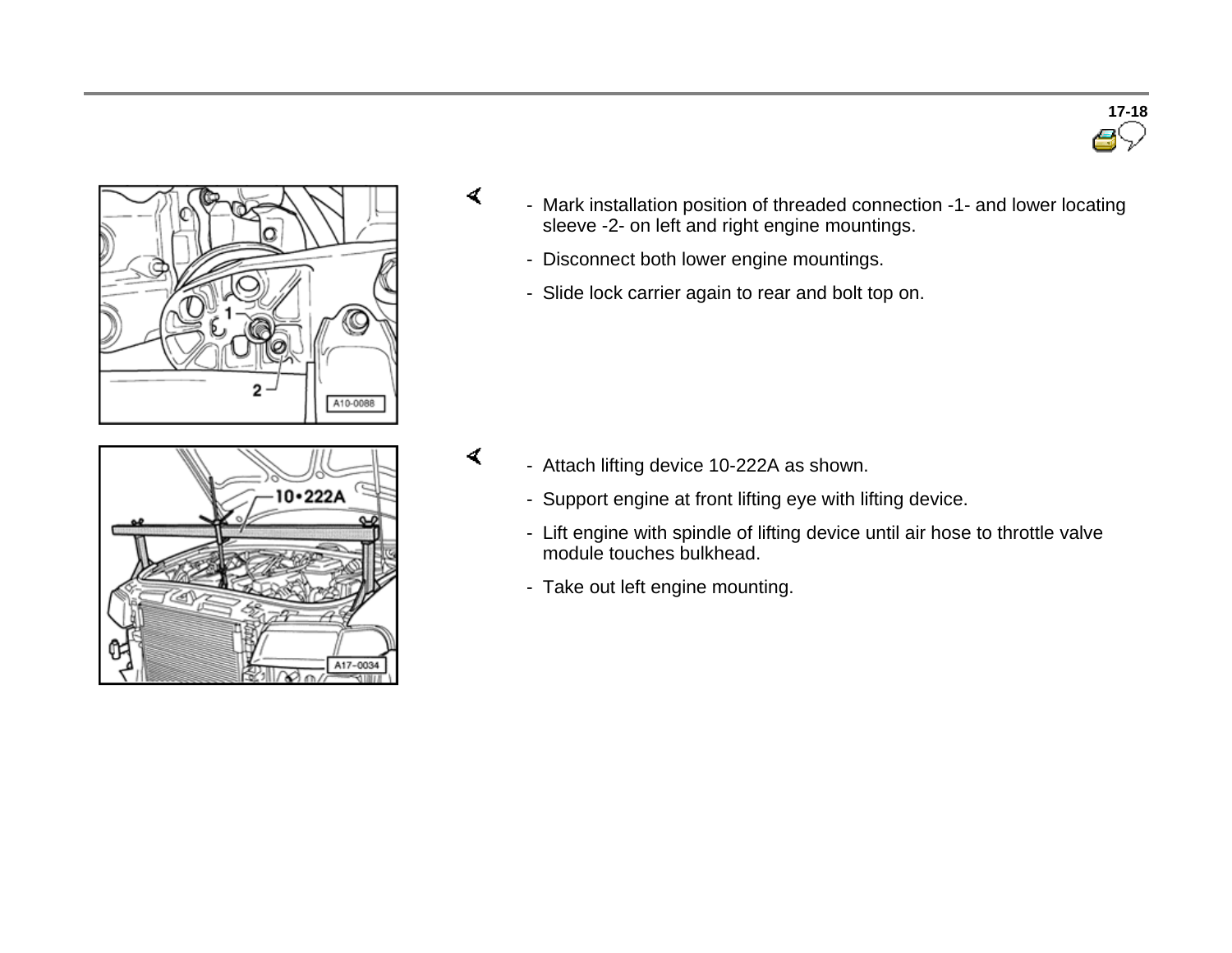- Mark installation position of threaded connection -1- and lower locating sleeve -2- on left and right engine mountings.
- Disconnect both lower engine mountings.
- Slide lock carrier again to rear and bolt top on.

- Attach lifting device 10-222A as shown.
- Support engine at front lifting eye with lifting device.
- Lift engine with spindle of lifting device until air hose to throttle valve module touches bulkhead.
- Take out left engine mounting.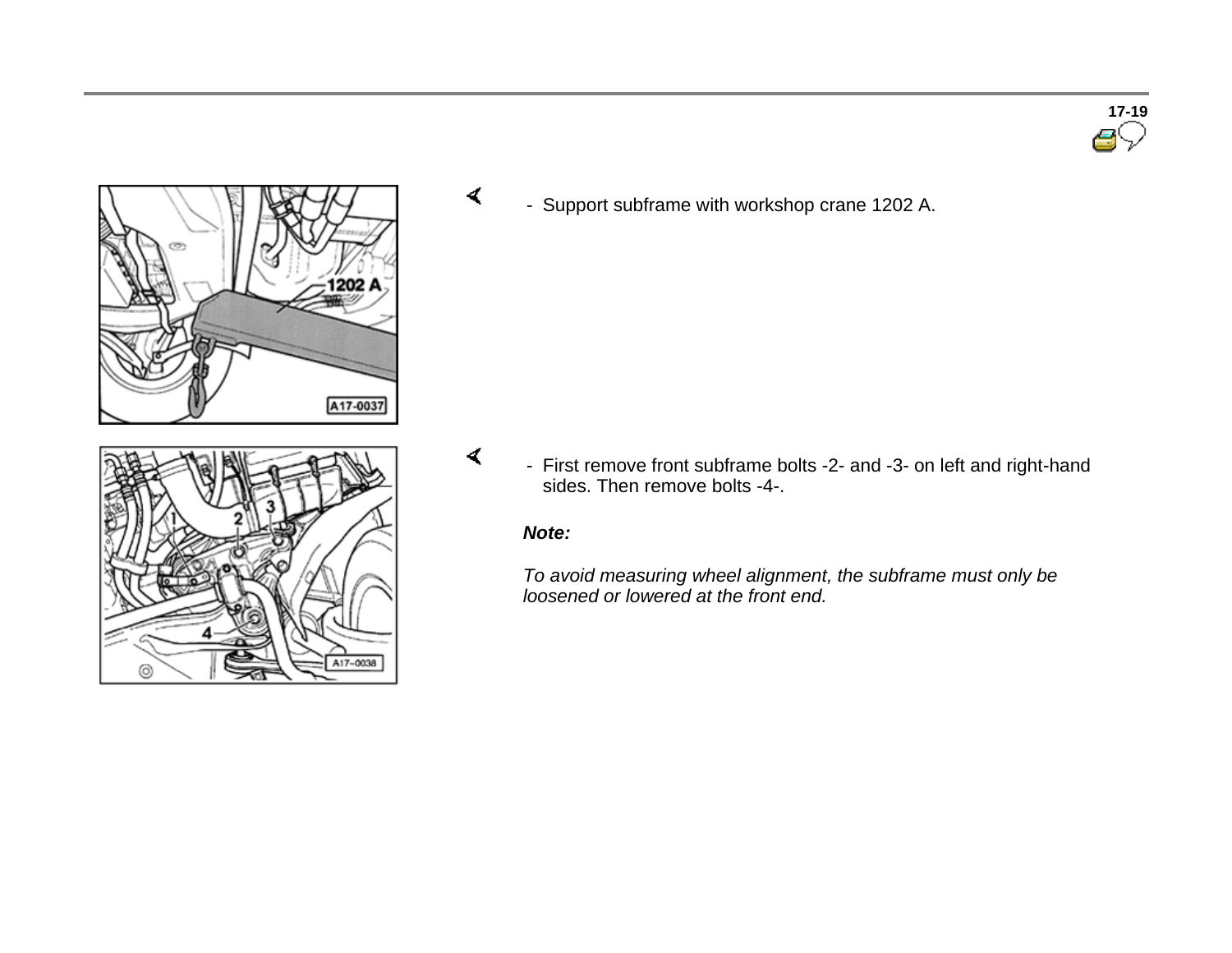- Support subframe with workshop crane 1202 A.

- First remove front subframe bolts -2- and -3- on left and right-hand sides. Then remove bolts -4-.

***Note:***

*To avoid measuring wheel alignment, the subframe must only be loosened or lowered at the front end.*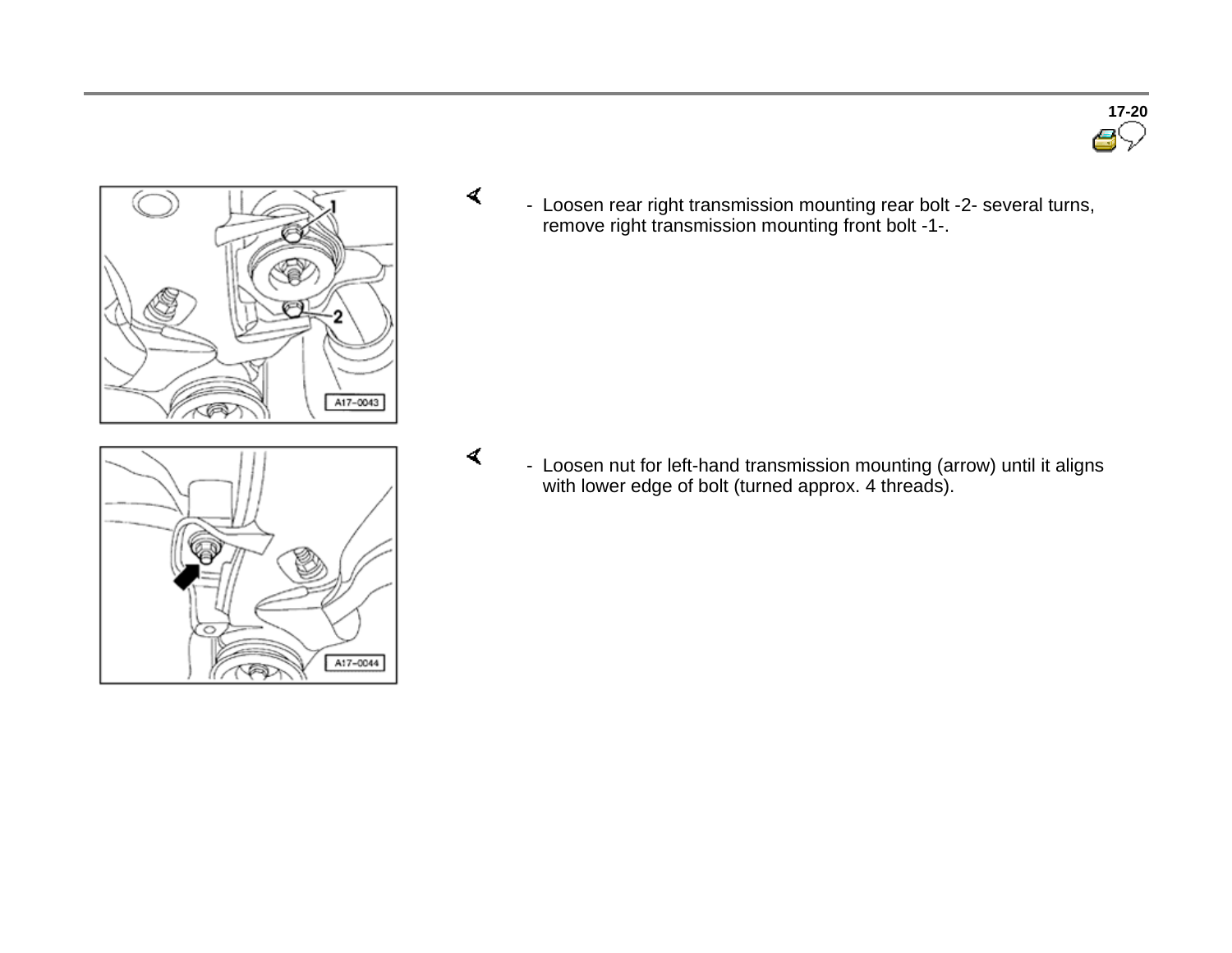- Loosen rear right transmission mounting rear bolt -2- several turns, remove right transmission mounting front bolt -1-.

- Loosen nut for left-hand transmission mounting (arrow) until it aligns with lower edge of bolt (turned approx. 4 threads).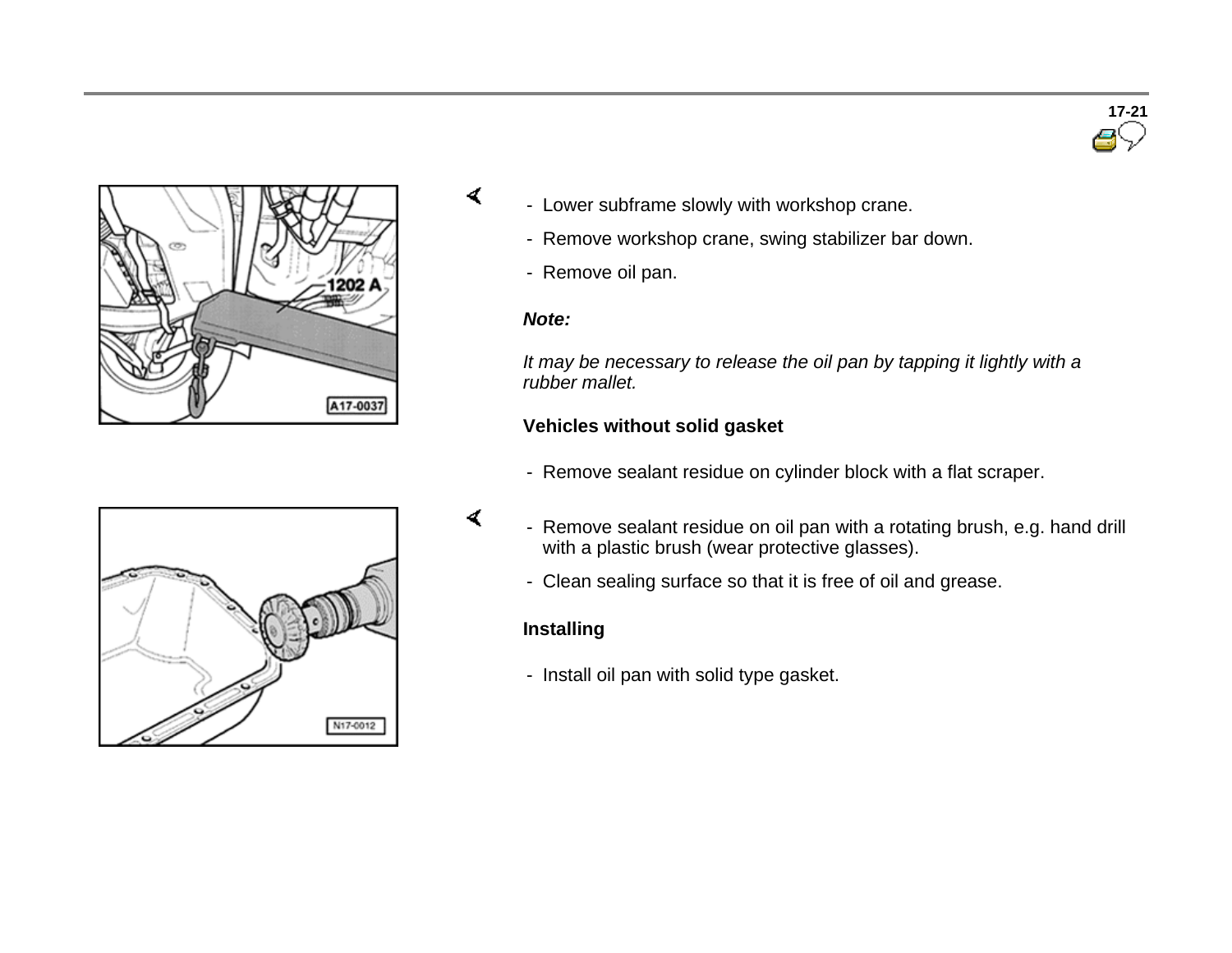- Lower subframe slowly with workshop crane.
- Remove workshop crane, swing stabilizer bar down.
- Remove oil pan.

***Note:***

*It may be necessary to release the oil pan by tapping it lightly with a rubber mallet.*

**Vehicles without solid gasket**

- Remove sealant residue on cylinder block with a flat scraper.
- Remove sealant residue on oil pan with a rotating brush, e.g. hand drill with a plastic brush (wear protective glasses).
- Clean sealing surface so that it is free of oil and grease.

**Installing**

- Install oil pan with solid type gasket.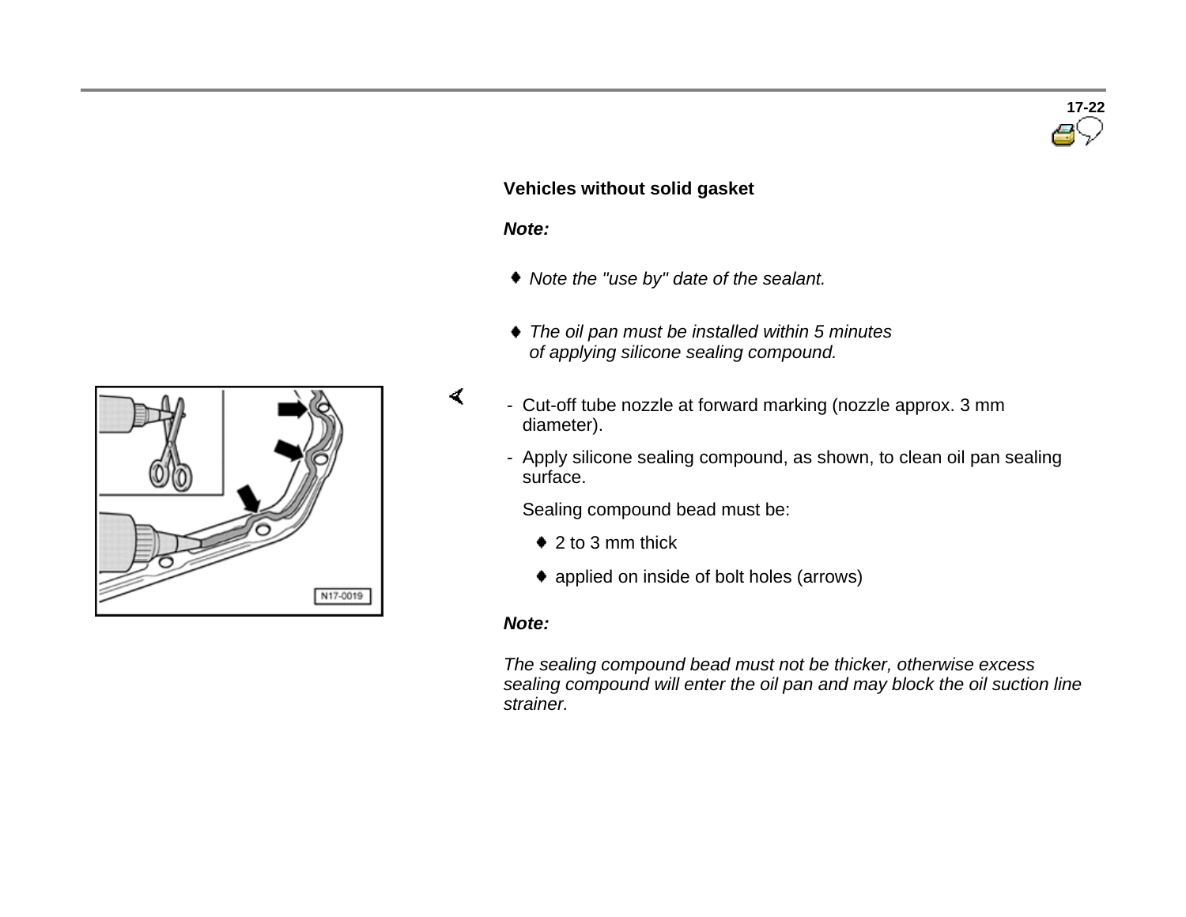### Vehicles without solid gasket

***Note:***

- *Note the "use by" date of the sealant.*
- *The oil pan must be installed within 5 minutes of applying silicone sealing compound.*

- Cut-off tube nozzle at forward marking (nozzle approx. 3 mm diameter).
- Apply silicone sealing compound, as shown, to clean oil pan sealing surface.

  Sealing compound bead must be:

  - 2 to 3 mm thick
  - applied on inside of bolt holes (arrows)

***Note:***

*The sealing compound bead must not be thicker, otherwise excess sealing compound will enter the oil pan and may block the oil suction line strainer.*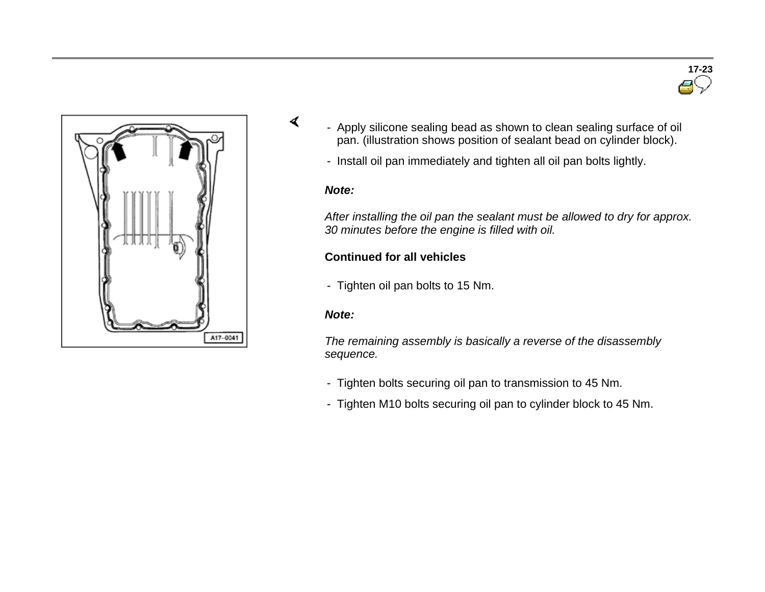- Apply silicone sealing bead as shown to clean sealing surface of oil pan. (illustration shows position of sealant bead on cylinder block).
- Install oil pan immediately and tighten all oil pan bolts lightly.

***Note:***

*After installing the oil pan the sealant must be allowed to dry for approx. 30 minutes before the engine is filled with oil.*

**Continued for all vehicles**

- Tighten oil pan bolts to 15 Nm.

***Note:***

*The remaining assembly is basically a reverse of the disassembly sequence.*

- Tighten bolts securing oil pan to transmission to 45 Nm.
- Tighten M10 bolts securing oil pan to cylinder block to 45 Nm.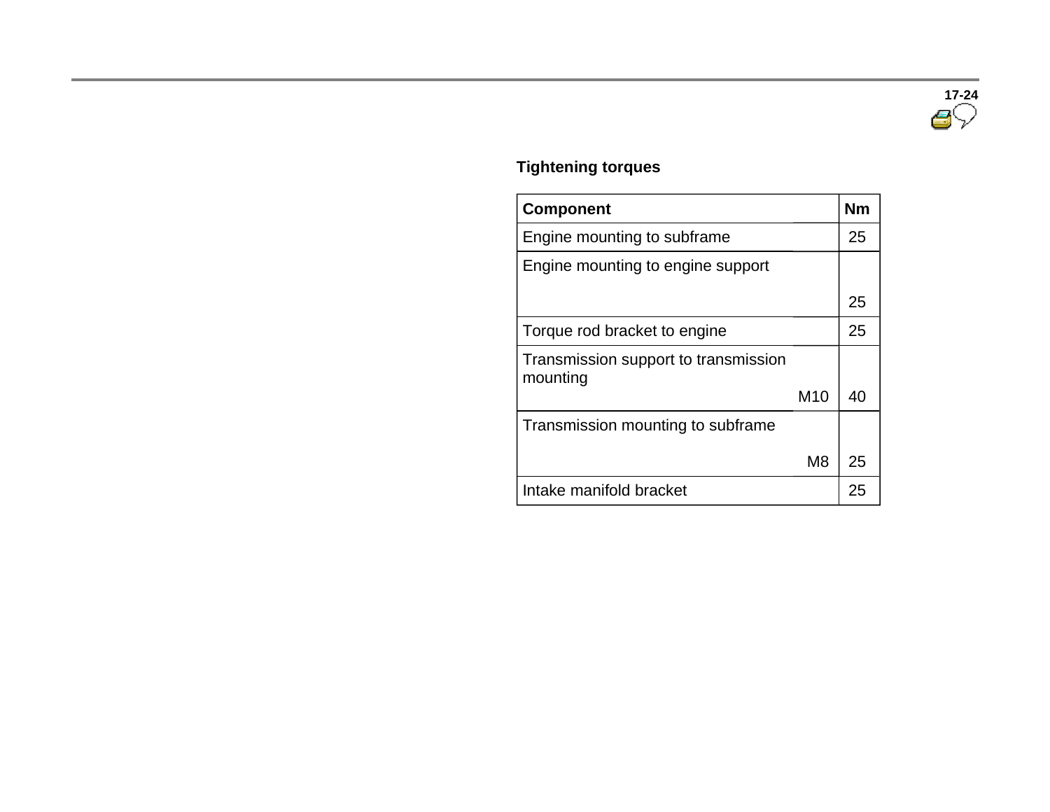**Tightening torques**

| Component | | Nm |
|---|---|---|
| Engine mounting to subframe | | 25 |
| Engine mounting to engine support | | 25 |
| Torque rod bracket to engine | | 25 |
| Transmission support to transmission mounting | M10 | 40 |
| Transmission mounting to subframe | M8 | 25 |
| Intake manifold bracket | | 25 |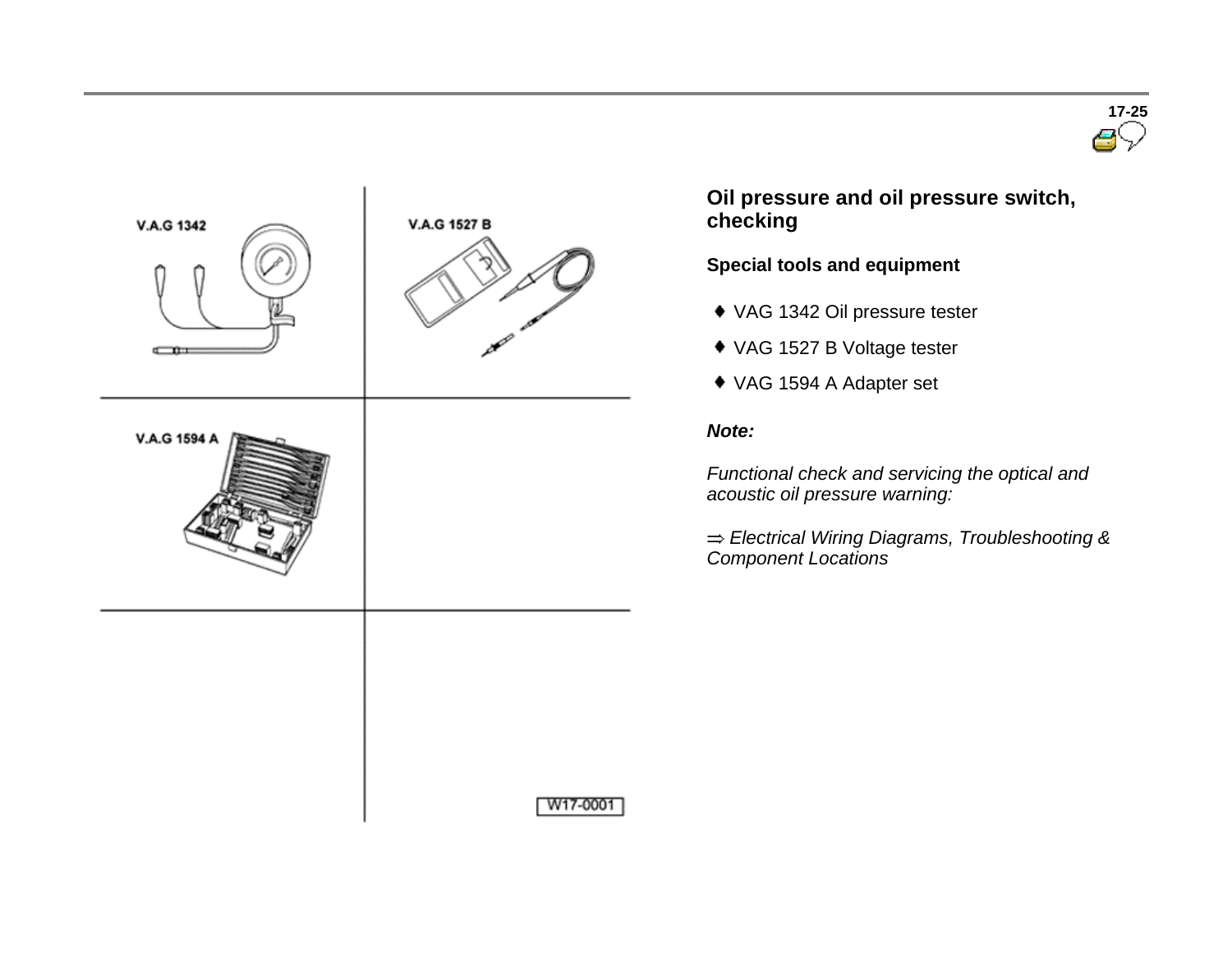## Oil pressure and oil pressure switch, checking

### Special tools and equipment

- VAG 1342 Oil pressure tester
- VAG 1527 B Voltage tester
- VAG 1594 A Adapter set

***Note:***

*Functional check and servicing the optical and acoustic oil pressure warning:*

⇒ *Electrical Wiring Diagrams, Troubleshooting & Component Locations*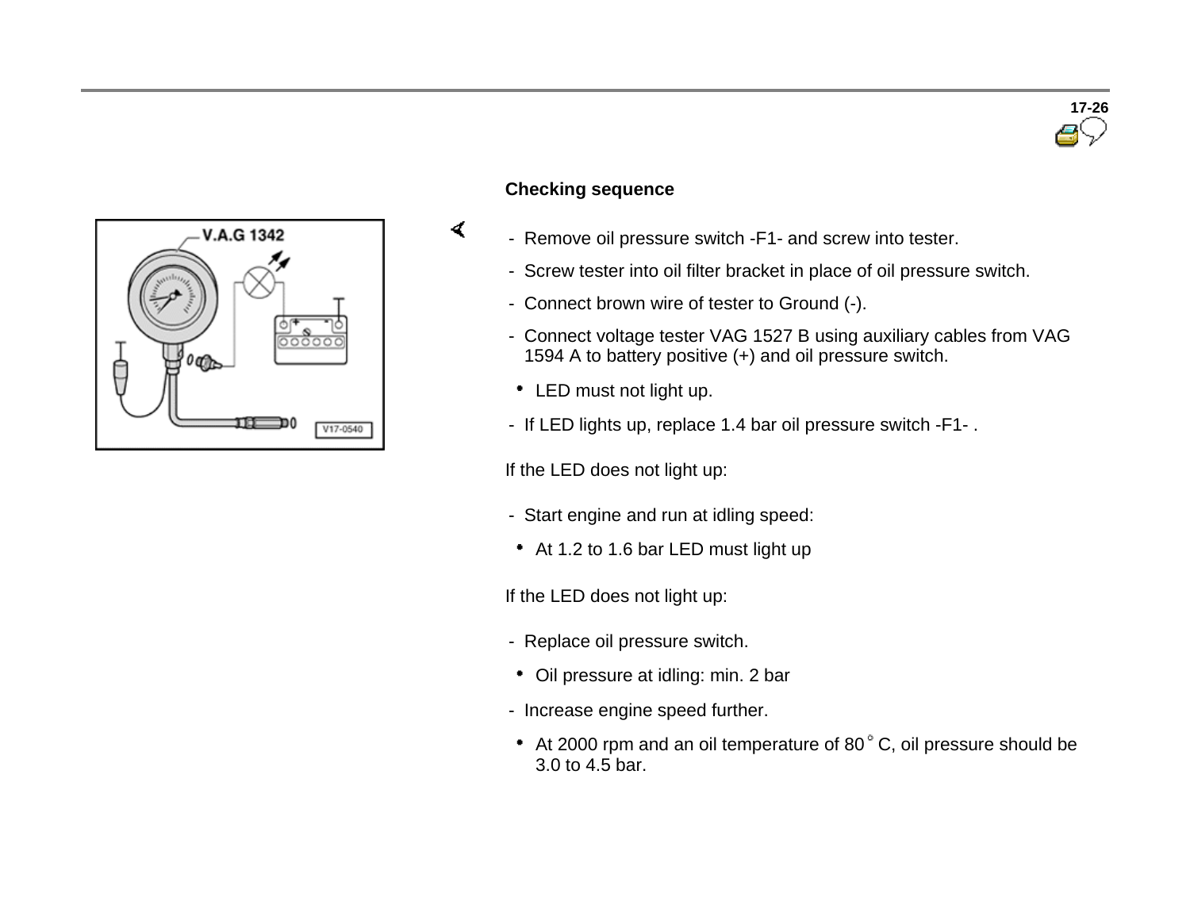### Checking sequence

- Remove oil pressure switch -F1- and screw into tester.
- Screw tester into oil filter bracket in place of oil pressure switch.
- Connect brown wire of tester to Ground (-).
- Connect voltage tester VAG 1527 B using auxiliary cables from VAG 1594 A to battery positive (+) and oil pressure switch.
  - LED must not light up.
- If LED lights up, replace 1.4 bar oil pressure switch -F1- .

If the LED does not light up:

- Start engine and run at idling speed:
  - At 1.2 to 1.6 bar LED must light up

If the LED does not light up:

- Replace oil pressure switch.
  - Oil pressure at idling: min. 2 bar
- Increase engine speed further.
  - At 2000 rpm and an oil temperature of 80 °C, oil pressure should be 3.0 to 4.5 bar.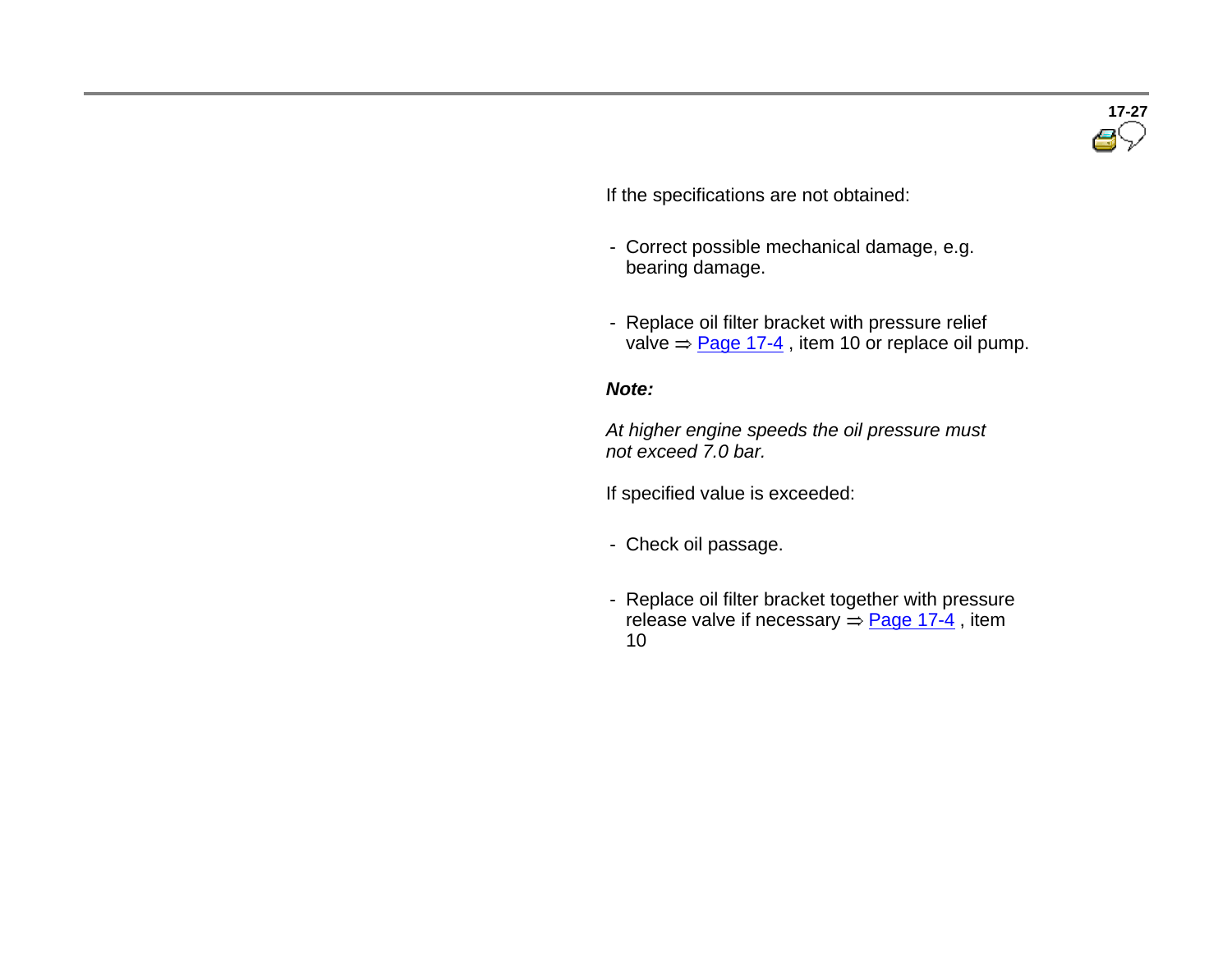If the specifications are not obtained:

- Correct possible mechanical damage, e.g. bearing damage.

- Replace oil filter bracket with pressure relief valve ⇒ Page 17-4 , item 10 or replace oil pump.

***Note:***

*At higher engine speeds the oil pressure must not exceed 7.0 bar.*

If specified value is exceeded:

- Check oil passage.

- Replace oil filter bracket together with pressure release valve if necessary ⇒ Page 17-4 , item 10